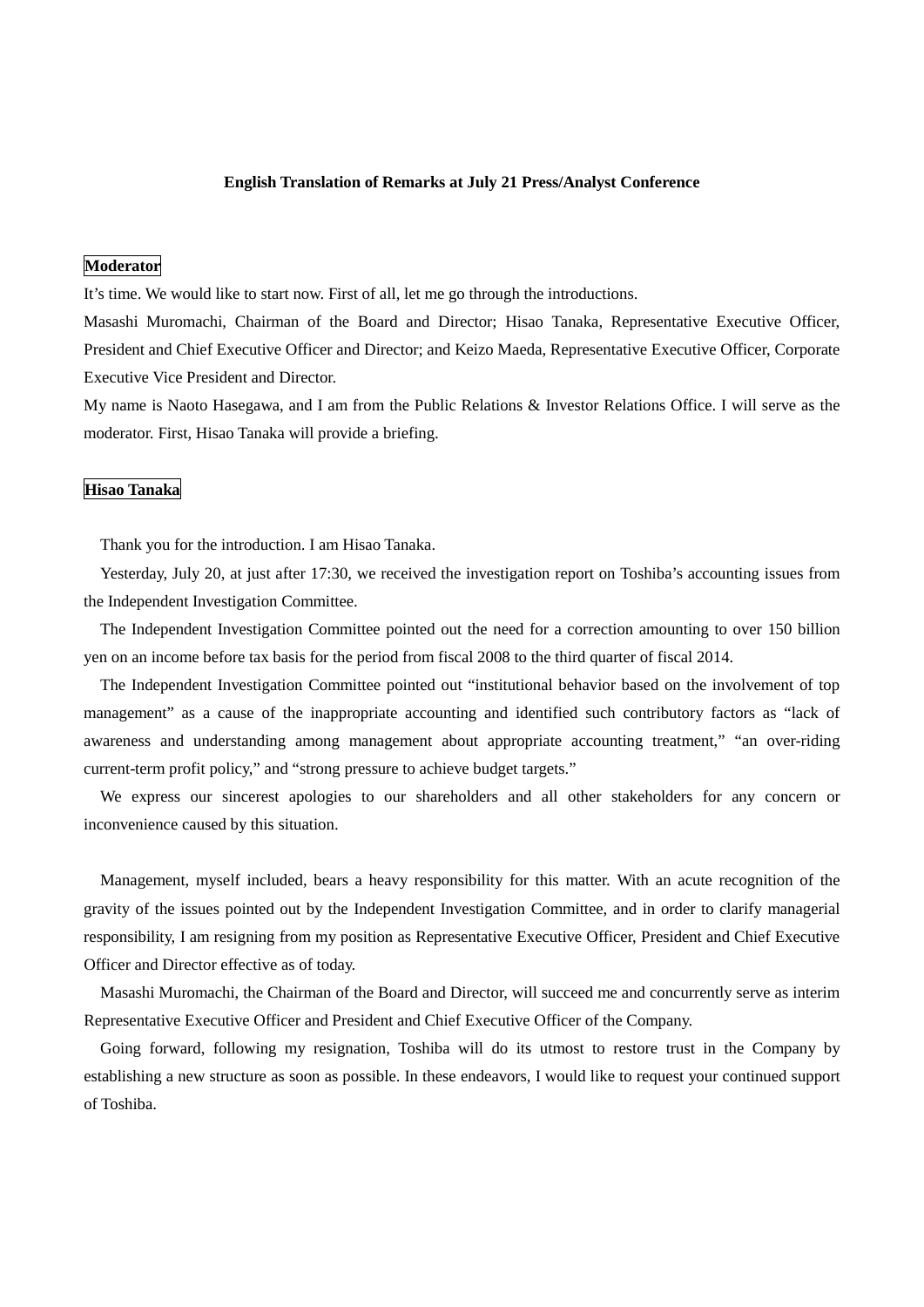# English Translation of Remarks at July 21 Press/Analyst Conference

**Moderator**

It's time. We would like to start now. First of all, let me go through the introductions.

Masashi Muromachi, Chairman of the Board and Director; Hisao Tanaka, Representative Executive Officer, President and Chief Executive Officer and Director; and Keizo Maeda, Representative Executive Officer, Corporate Executive Vice President and Director.

My name is Naoto Hasegawa, and I am from the Public Relations & Investor Relations Office. I will serve as the moderator. First, Hisao Tanaka will provide a briefing.

**Hisao Tanaka**

Thank you for the introduction. I am Hisao Tanaka.

Yesterday, July 20, at just after 17:30, we received the investigation report on Toshiba's accounting issues from the Independent Investigation Committee.

The Independent Investigation Committee pointed out the need for a correction amounting to over 150 billion yen on an income before tax basis for the period from fiscal 2008 to the third quarter of fiscal 2014.

The Independent Investigation Committee pointed out "institutional behavior based on the involvement of top management" as a cause of the inappropriate accounting and identified such contributory factors as "lack of awareness and understanding among management about appropriate accounting treatment," "an over-riding current-term profit policy," and "strong pressure to achieve budget targets."

We express our sincerest apologies to our shareholders and all other stakeholders for any concern or inconvenience caused by this situation.

Management, myself included, bears a heavy responsibility for this matter. With an acute recognition of the gravity of the issues pointed out by the Independent Investigation Committee, and in order to clarify managerial responsibility, I am resigning from my position as Representative Executive Officer, President and Chief Executive Officer and Director effective as of today.

Masashi Muromachi, the Chairman of the Board and Director, will succeed me and concurrently serve as interim Representative Executive Officer and President and Chief Executive Officer of the Company.

Going forward, following my resignation, Toshiba will do its utmost to restore trust in the Company by establishing a new structure as soon as possible. In these endeavors, I would like to request your continued support of Toshiba.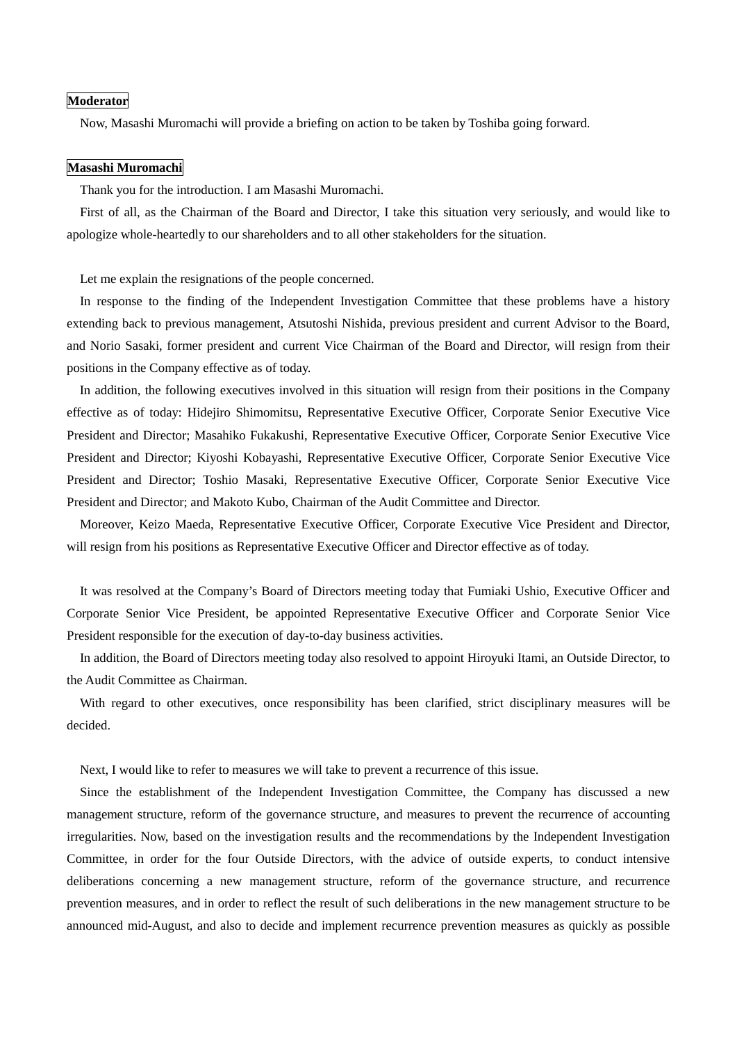**Moderator**

Now, Masashi Muromachi will provide a briefing on action to be taken by Toshiba going forward.

**Masashi Muromachi**

Thank you for the introduction. I am Masashi Muromachi.

First of all, as the Chairman of the Board and Director, I take this situation very seriously, and would like to apologize whole-heartedly to our shareholders and to all other stakeholders for the situation.

Let me explain the resignations of the people concerned.

In response to the finding of the Independent Investigation Committee that these problems have a history extending back to previous management, Atsutoshi Nishida, previous president and current Advisor to the Board, and Norio Sasaki, former president and current Vice Chairman of the Board and Director, will resign from their positions in the Company effective as of today.

In addition, the following executives involved in this situation will resign from their positions in the Company effective as of today: Hidejiro Shimomitsu, Representative Executive Officer, Corporate Senior Executive Vice President and Director; Masahiko Fukakushi, Representative Executive Officer, Corporate Senior Executive Vice President and Director; Kiyoshi Kobayashi, Representative Executive Officer, Corporate Senior Executive Vice President and Director; Toshio Masaki, Representative Executive Officer, Corporate Senior Executive Vice President and Director; and Makoto Kubo, Chairman of the Audit Committee and Director.

Moreover, Keizo Maeda, Representative Executive Officer, Corporate Executive Vice President and Director, will resign from his positions as Representative Executive Officer and Director effective as of today.

It was resolved at the Company's Board of Directors meeting today that Fumiaki Ushio, Executive Officer and Corporate Senior Vice President, be appointed Representative Executive Officer and Corporate Senior Vice President responsible for the execution of day-to-day business activities.

In addition, the Board of Directors meeting today also resolved to appoint Hiroyuki Itami, an Outside Director, to the Audit Committee as Chairman.

With regard to other executives, once responsibility has been clarified, strict disciplinary measures will be decided.

Next, I would like to refer to measures we will take to prevent a recurrence of this issue.

Since the establishment of the Independent Investigation Committee, the Company has discussed a new management structure, reform of the governance structure, and measures to prevent the recurrence of accounting irregularities. Now, based on the investigation results and the recommendations by the Independent Investigation Committee, in order for the four Outside Directors, with the advice of outside experts, to conduct intensive deliberations concerning a new management structure, reform of the governance structure, and recurrence prevention measures, and in order to reflect the result of such deliberations in the new management structure to be announced mid-August, and also to decide and implement recurrence prevention measures as quickly as possible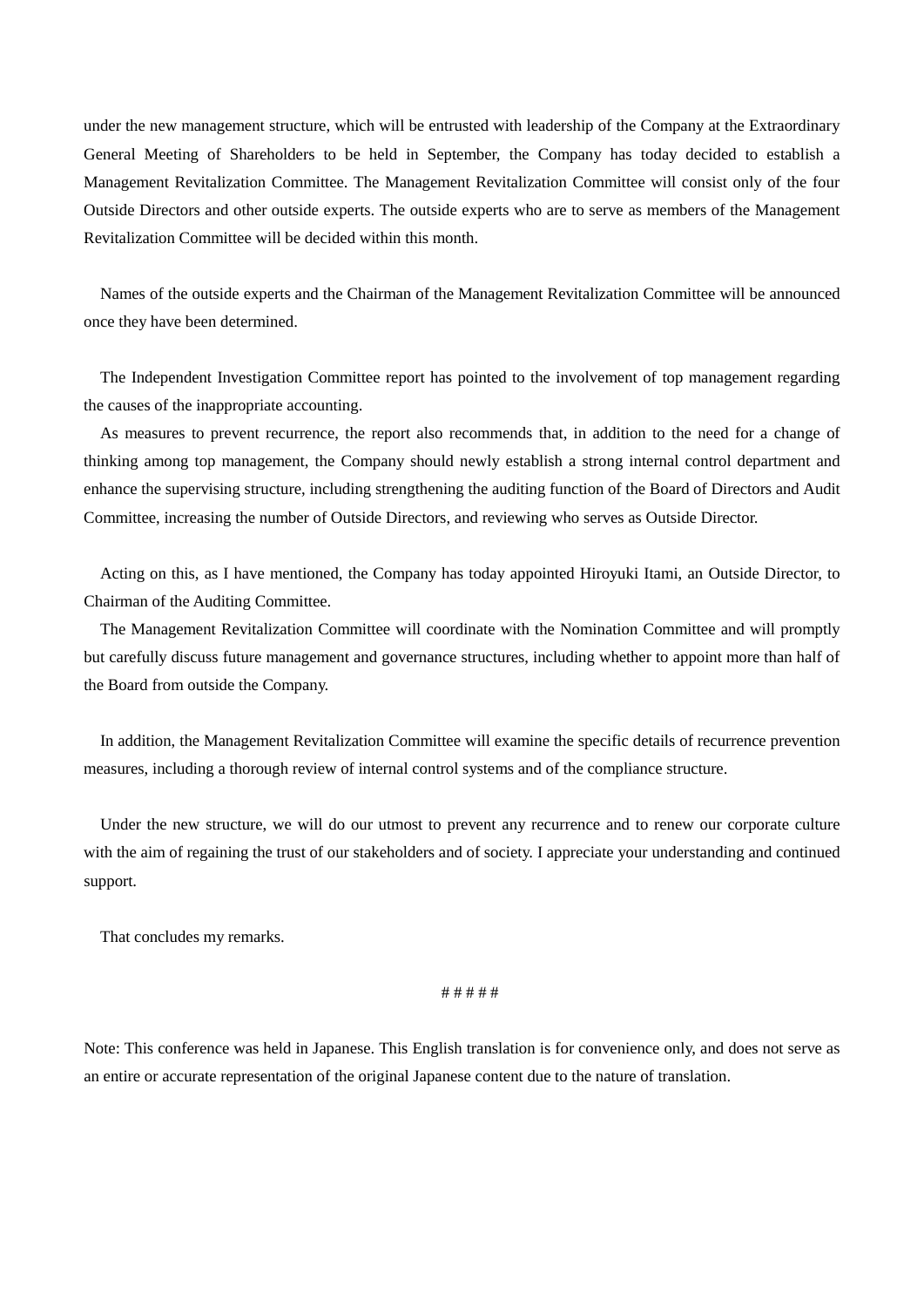under the new management structure, which will be entrusted with leadership of the Company at the Extraordinary General Meeting of Shareholders to be held in September, the Company has today decided to establish a Management Revitalization Committee. The Management Revitalization Committee will consist only of the four Outside Directors and other outside experts. The outside experts who are to serve as members of the Management Revitalization Committee will be decided within this month.

Names of the outside experts and the Chairman of the Management Revitalization Committee will be announced once they have been determined.

The Independent Investigation Committee report has pointed to the involvement of top management regarding the causes of the inappropriate accounting.

As measures to prevent recurrence, the report also recommends that, in addition to the need for a change of thinking among top management, the Company should newly establish a strong internal control department and enhance the supervising structure, including strengthening the auditing function of the Board of Directors and Audit Committee, increasing the number of Outside Directors, and reviewing who serves as Outside Director.

Acting on this, as I have mentioned, the Company has today appointed Hiroyuki Itami, an Outside Director, to Chairman of the Auditing Committee.

The Management Revitalization Committee will coordinate with the Nomination Committee and will promptly but carefully discuss future management and governance structures, including whether to appoint more than half of the Board from outside the Company.

In addition, the Management Revitalization Committee will examine the specific details of recurrence prevention measures, including a thorough review of internal control systems and of the compliance structure.

Under the new structure, we will do our utmost to prevent any recurrence and to renew our corporate culture with the aim of regaining the trust of our stakeholders and of society. I appreciate your understanding and continued support.

That concludes my remarks.

# # # # #

Note: This conference was held in Japanese. This English translation is for convenience only, and does not serve as an entire or accurate representation of the original Japanese content due to the nature of translation.